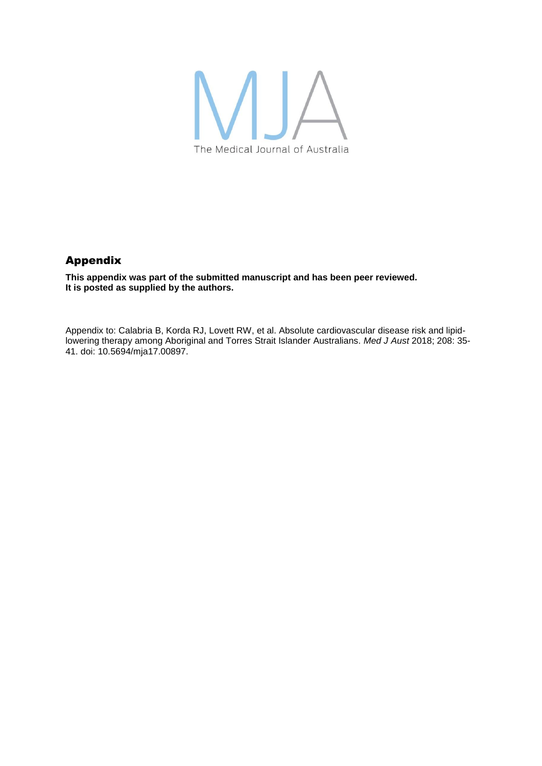# Appendix

**This appendix was part of the submitted manuscript and has been peer reviewed.**
**It is posted as supplied by the authors.**

Appendix to: Calabria B, Korda RJ, Lovett RW, et al. Absolute cardiovascular disease risk and lipid-lowering therapy among Aboriginal and Torres Strait Islander Australians. *Med J Aust* 2018; 208: 35-41. doi: 10.5694/mja17.00897.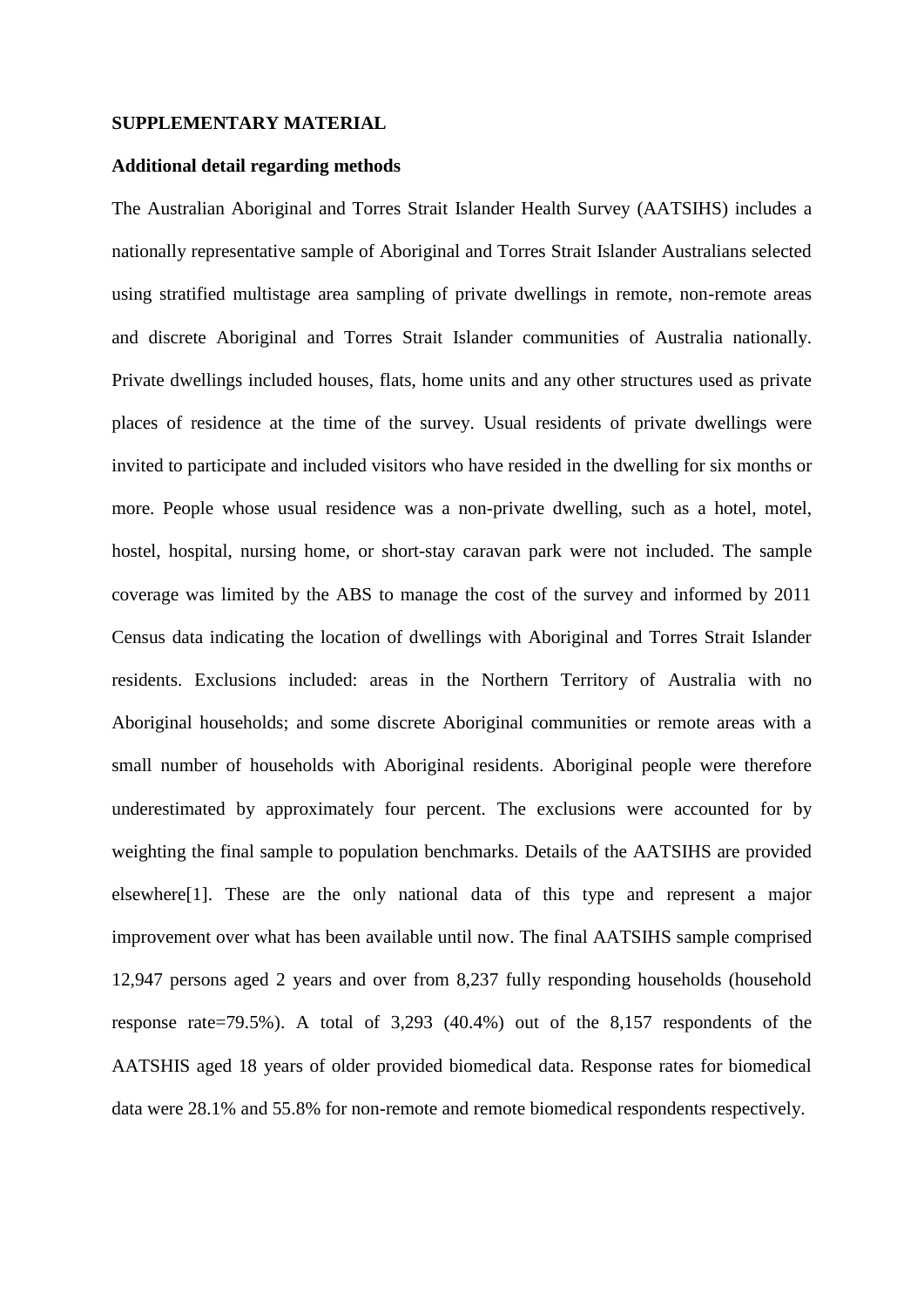**SUPPLEMENTARY MATERIAL**

**Additional detail regarding methods**

The Australian Aboriginal and Torres Strait Islander Health Survey (AATSIHS) includes a nationally representative sample of Aboriginal and Torres Strait Islander Australians selected using stratified multistage area sampling of private dwellings in remote, non-remote areas and discrete Aboriginal and Torres Strait Islander communities of Australia nationally. Private dwellings included houses, flats, home units and any other structures used as private places of residence at the time of the survey. Usual residents of private dwellings were invited to participate and included visitors who have resided in the dwelling for six months or more. People whose usual residence was a non-private dwelling, such as a hotel, motel, hostel, hospital, nursing home, or short-stay caravan park were not included. The sample coverage was limited by the ABS to manage the cost of the survey and informed by 2011 Census data indicating the location of dwellings with Aboriginal and Torres Strait Islander residents. Exclusions included: areas in the Northern Territory of Australia with no Aboriginal households; and some discrete Aboriginal communities or remote areas with a small number of households with Aboriginal residents. Aboriginal people were therefore underestimated by approximately four percent. The exclusions were accounted for by weighting the final sample to population benchmarks. Details of the AATSIHS are provided elsewhere[1]. These are the only national data of this type and represent a major improvement over what has been available until now. The final AATSIHS sample comprised 12,947 persons aged 2 years and over from 8,237 fully responding households (household response rate=79.5%). A total of 3,293 (40.4%) out of the 8,157 respondents of the AATSHIS aged 18 years of older provided biomedical data. Response rates for biomedical data were 28.1% and 55.8% for non-remote and remote biomedical respondents respectively.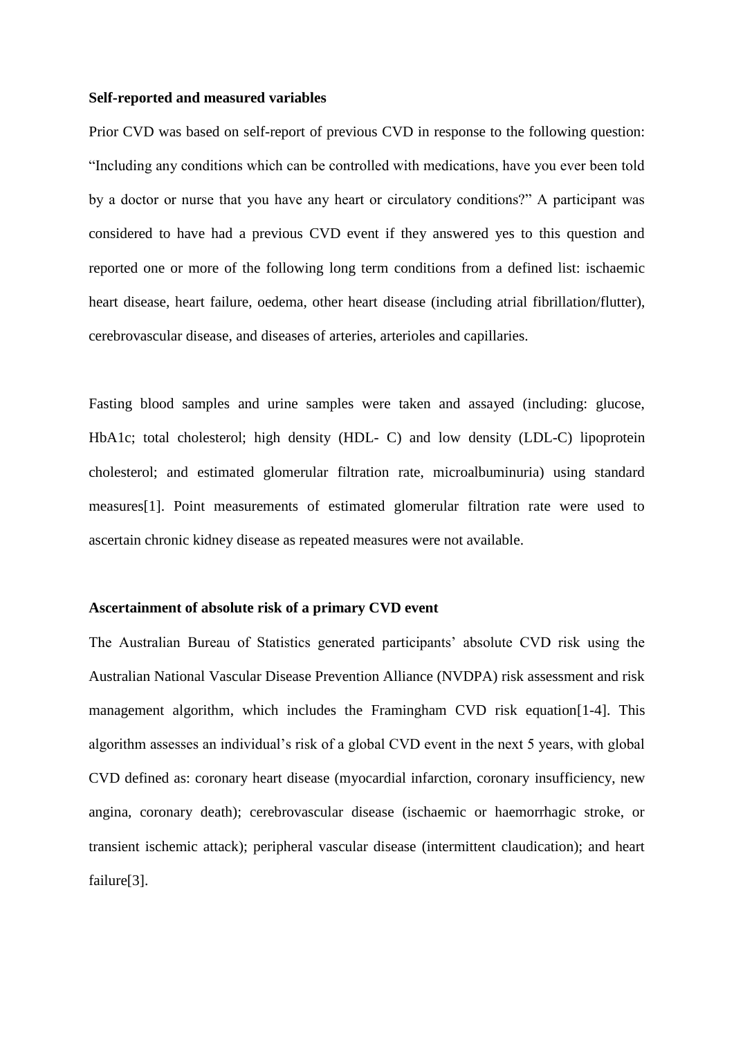**Self-reported and measured variables**

Prior CVD was based on self-report of previous CVD in response to the following question: "Including any conditions which can be controlled with medications, have you ever been told by a doctor or nurse that you have any heart or circulatory conditions?" A participant was considered to have had a previous CVD event if they answered yes to this question and reported one or more of the following long term conditions from a defined list: ischaemic heart disease, heart failure, oedema, other heart disease (including atrial fibrillation/flutter), cerebrovascular disease, and diseases of arteries, arterioles and capillaries.

Fasting blood samples and urine samples were taken and assayed (including: glucose, HbA1c; total cholesterol; high density (HDL- C) and low density (LDL-C) lipoprotein cholesterol; and estimated glomerular filtration rate, microalbuminuria) using standard measures[1]. Point measurements of estimated glomerular filtration rate were used to ascertain chronic kidney disease as repeated measures were not available.

**Ascertainment of absolute risk of a primary CVD event**

The Australian Bureau of Statistics generated participants' absolute CVD risk using the Australian National Vascular Disease Prevention Alliance (NVDPA) risk assessment and risk management algorithm, which includes the Framingham CVD risk equation[1-4]. This algorithm assesses an individual's risk of a global CVD event in the next 5 years, with global CVD defined as: coronary heart disease (myocardial infarction, coronary insufficiency, new angina, coronary death); cerebrovascular disease (ischaemic or haemorrhagic stroke, or transient ischemic attack); peripheral vascular disease (intermittent claudication); and heart failure[3].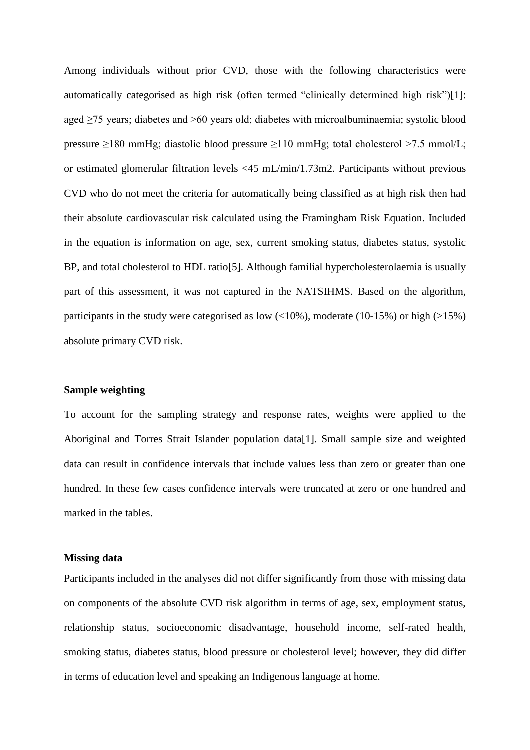Among individuals without prior CVD, those with the following characteristics were automatically categorised as high risk (often termed "clinically determined high risk")[1]: aged ≥75 years; diabetes and >60 years old; diabetes with microalbuminaemia; systolic blood pressure ≥180 mmHg; diastolic blood pressure ≥110 mmHg; total cholesterol >7.5 mmol/L; or estimated glomerular filtration levels <45 mL/min/1.73m2. Participants without previous CVD who do not meet the criteria for automatically being classified as at high risk then had their absolute cardiovascular risk calculated using the Framingham Risk Equation. Included in the equation is information on age, sex, current smoking status, diabetes status, systolic BP, and total cholesterol to HDL ratio[5]. Although familial hypercholesterolaemia is usually part of this assessment, it was not captured in the NATSIHMS. Based on the algorithm, participants in the study were categorised as low (<10%), moderate (10-15%) or high (>15%) absolute primary CVD risk.

**Sample weighting**

To account for the sampling strategy and response rates, weights were applied to the Aboriginal and Torres Strait Islander population data[1]. Small sample size and weighted data can result in confidence intervals that include values less than zero or greater than one hundred. In these few cases confidence intervals were truncated at zero or one hundred and marked in the tables.

**Missing data**

Participants included in the analyses did not differ significantly from those with missing data on components of the absolute CVD risk algorithm in terms of age, sex, employment status, relationship status, socioeconomic disadvantage, household income, self-rated health, smoking status, diabetes status, blood pressure or cholesterol level; however, they did differ in terms of education level and speaking an Indigenous language at home.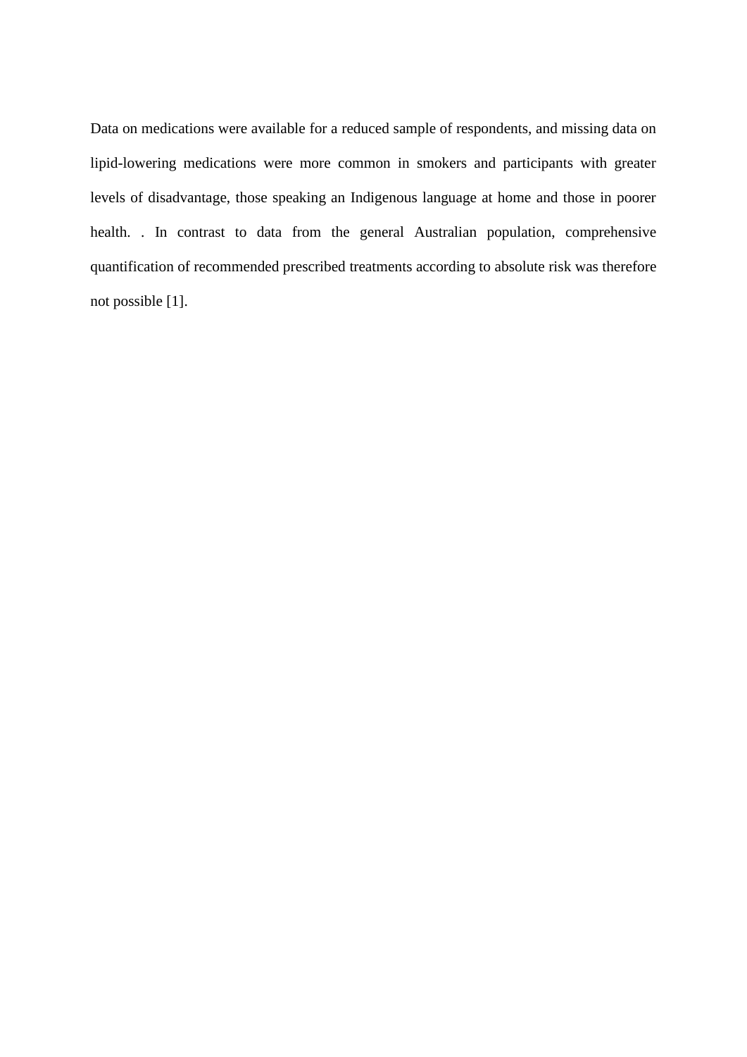Data on medications were available for a reduced sample of respondents, and missing data on lipid-lowering medications were more common in smokers and participants with greater levels of disadvantage, those speaking an Indigenous language at home and those in poorer health. . In contrast to data from the general Australian population, comprehensive quantification of recommended prescribed treatments according to absolute risk was therefore not possible [1].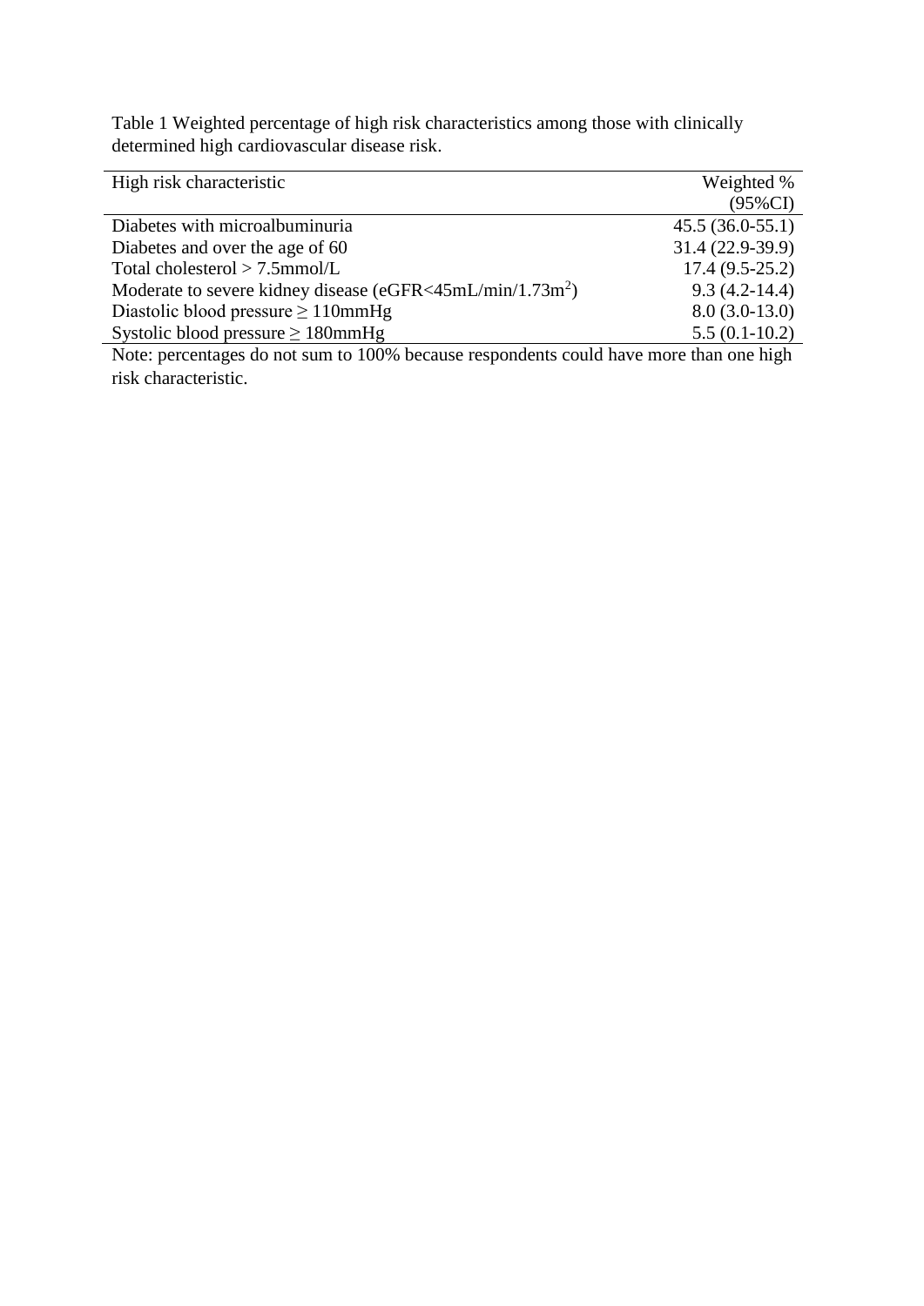Table 1 Weighted percentage of high risk characteristics among those with clinically determined high cardiovascular disease risk.

| High risk characteristic | Weighted % (95%CI) |
|---|---|
| Diabetes with microalbuminuria | 45.5 (36.0-55.1) |
| Diabetes and over the age of 60 | 31.4 (22.9-39.9) |
| Total cholesterol > 7.5mmol/L | 17.4 (9.5-25.2) |
| Moderate to severe kidney disease (eGFR<45mL/min/1.73m$^2$) | 9.3 (4.2-14.4) |
| Diastolic blood pressure ≥ 110mmHg | 8.0 (3.0-13.0) |
| Systolic blood pressure ≥ 180mmHg | 5.5 (0.1-10.2) |

Note: percentages do not sum to 100% because respondents could have more than one high risk characteristic.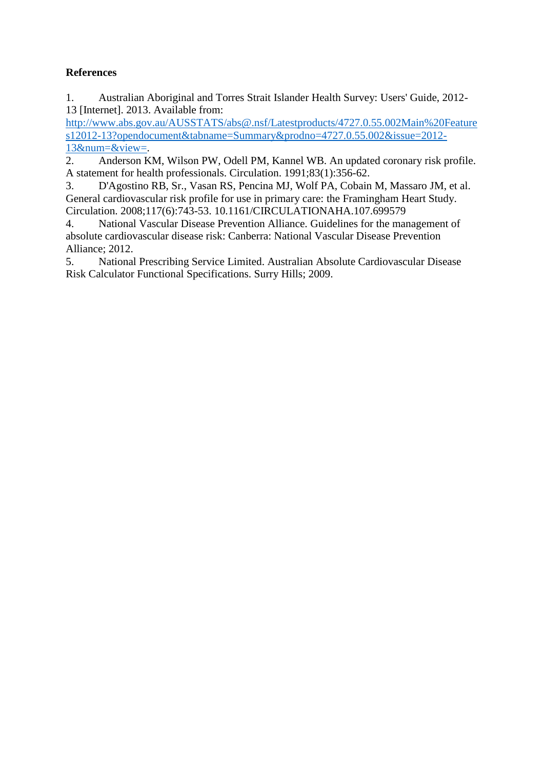**References**

1. Australian Aboriginal and Torres Strait Islander Health Survey: Users' Guide, 2012-13 [Internet]. 2013. Available from: http://www.abs.gov.au/AUSSTATS/abs@.nsf/Latestproducts/4727.0.55.002Main%20Features12012-13?opendocument&tabname=Summary&prodno=4727.0.55.002&issue=2012-13&num=&view=.
2. Anderson KM, Wilson PW, Odell PM, Kannel WB. An updated coronary risk profile. A statement for health professionals. Circulation. 1991;83(1):356-62.
3. D'Agostino RB, Sr., Vasan RS, Pencina MJ, Wolf PA, Cobain M, Massaro JM, et al. General cardiovascular risk profile for use in primary care: the Framingham Heart Study. Circulation. 2008;117(6):743-53. 10.1161/CIRCULATIONAHA.107.699579
4. National Vascular Disease Prevention Alliance. Guidelines for the management of absolute cardiovascular disease risk: Canberra: National Vascular Disease Prevention Alliance; 2012.
5. National Prescribing Service Limited. Australian Absolute Cardiovascular Disease Risk Calculator Functional Specifications. Surry Hills; 2009.